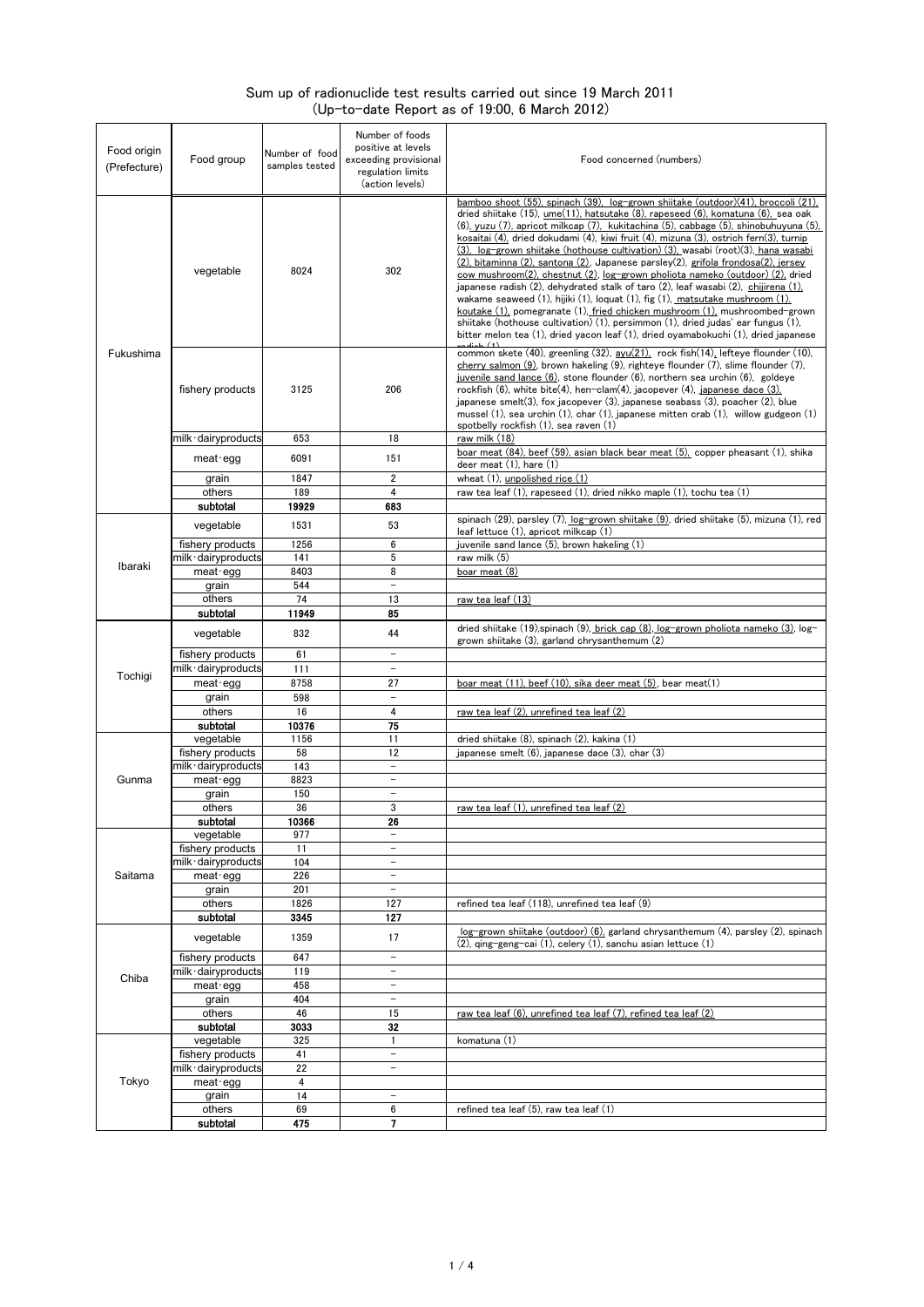# Sum up of radionuclide test results carried out since 19 March 2011
## (Up-to-date Report as of 19:00, 6 March 2012)

| Food origin (Prefecture) | Food group | Number of food samples tested | Number of foods positive at levels exceeding provisional regulation limits (action levels) | Food concerned (numbers) |
|---|---|---|---|---|
| Fukushima | vegetable | 8024 | 302 | bamboo shoot (55), spinach (39), log-grown shiitake (outdoor)(41), broccoli (21), dried shiitake (15), ume(11), hatsutake (8), rapeseed (6), komatuna (6), sea oak (6), yuzu (7), apricot milkcap (7), kukitachina (5), cabbage (5), shinobuhuyuna (5), kosaitai (4), dried dokudami (4), kiwi fruit (4), mizuna (3), ostrich fern(3), turnip (3), log-grown shiitake (hothouse cultivation) (3), wasabi (root)(3), hana wasabi (2), bitaminna (2), santona (2), Japanese parsley(2), grifola frondosa(2), jersey cow mushroom(2), chestnut (2), log-grown pholiota nameko (outdoor) (2), dried japanese radish (2), dehydrated stalk of taro (2), leaf wasabi (2), chijirena (1), wakame seaweed (1), hijiki (1), loquat (1), fig (1), matsutake mushroom (1), koutake (1), pomegranate (1), fried chicken mushroom (1), mushroombed-grown shiitake (hothouse cultivation) (1), persimmon (1), dried judas' ear fungus (1), bitter melon tea (1), dried yacon leaf (1), dried oyamabokuchi (1), dried japanese radish (1) |
| | fishery products | 3125 | 206 | common skete (40), greenling (32), ayu(21), rock fish(14), lefteye flounder (10), cherry salmon (9), brown hakeling (9), righteye flounder (7), slime flounder (7), juvenile sand lance (6), stone flounder (6), northern sea urchin (6), goldeye rockfish (6), white bite(4), hen-clam(4), jacopever (4), japanese dace (3), japanese smelt(3), fox jacopever (3), japanese seabass (3), poacher (2), blue mussel (1), sea urchin (1), char (1), japanese mitten crab (1), willow gudgeon (1) spotbelly rockfish (1), sea raven (1) |
| | milk･dairyproducts | 653 | 18 | raw milk (18) |
| | meat･egg | 6091 | 151 | boar meat (84), beef (59), asian black bear meat (5), copper pheasant (1), shika deer meat (1), hare (1) |
| | grain | 1847 | 2 | wheat (1), unpolished rice (1) |
| | others | 189 | 4 | raw tea leaf (1), rapeseed (1), dried nikko maple (1), tochu tea (1) |
| | **subtotal** | **19929** | **683** | |
| Ibaraki | vegetable | 1531 | 53 | spinach (29), parsley (7), log-grown shiitake (9), dried shiitake (5), mizuna (1), red leaf lettuce (1), apricot milkcap (1) |
| | fishery products | 1256 | 6 | juvenile sand lance (5), brown hakeling (1) |
| | milk･dairyproducts | 141 | 5 | raw milk (5) |
| | meat･egg | 8403 | 8 | boar meat (8) |
| | grain | 544 | − | |
| | others | 74 | 13 | raw tea leaf (13) |
| | **subtotal** | **11949** | **85** | |
| Tochigi | vegetable | 832 | 44 | dried shiitake (19),spinach (9), brick cap (8), log-grown pholiota nameko (3), log-grown shiitake (3), garland chrysanthemum (2) |
| | fishery products | 61 | − | |
| | milk･dairyproducts | 111 | − | |
| | meat･egg | 8758 | 27 | boar meat (11), beef (10), sika deer meat (5), bear meat(1) |
| | grain | 598 | − | |
| | others | 16 | 4 | raw tea leaf (2), unrefined tea leaf (2) |
| | **subtotal** | **10376** | **75** | |
| Gunma | vegetable | 1156 | 11 | dried shiitake (8), spinach (2), kakina (1) |
| | fishery products | 58 | 12 | japanese smelt (6), japanese dace (3), char (3) |
| | milk･dairyproducts | 143 | − | |
| | meat･egg | 8823 | − | |
| | grain | 150 | − | |
| | others | 36 | 3 | raw tea leaf (1), unrefined tea leaf (2) |
| | **subtotal** | **10366** | **26** | |
| Saitama | vegetable | 977 | − | |
| | fishery products | 11 | − | |
| | milk･dairyproducts | 104 | − | |
| | meat･egg | 226 | − | |
| | grain | 201 | − | |
| | others | 1826 | 127 | refined tea leaf (118), unrefined tea leaf (9) |
| | **subtotal** | **3345** | **127** | |
| Chiba | vegetable | 1359 | 17 | log-grown shiitake (outdoor) (6), garland chrysanthemum (4), parsley (2), spinach (2), qing-geng-cai (1), celery (1), sanchu asian lettuce (1) |
| | fishery products | 647 | − | |
| | milk･dairyproducts | 119 | − | |
| | meat･egg | 458 | − | |
| | grain | 404 | − | |
| | others | 46 | 15 | raw tea leaf (6), unrefined tea leaf (7), refined tea leaf (2) |
| | **subtotal** | **3033** | **32** | |
| Tokyo | vegetable | 325 | 1 | komatuna (1) |
| | fishery products | 41 | − | |
| | milk･dairyproducts | 22 | − | |
| | meat･egg | 4 | | |
| | grain | 14 | − | |
| | others | 69 | 6 | refined tea leaf (5), raw tea leaf (1) |
| | **subtotal** | **475** | **7** | |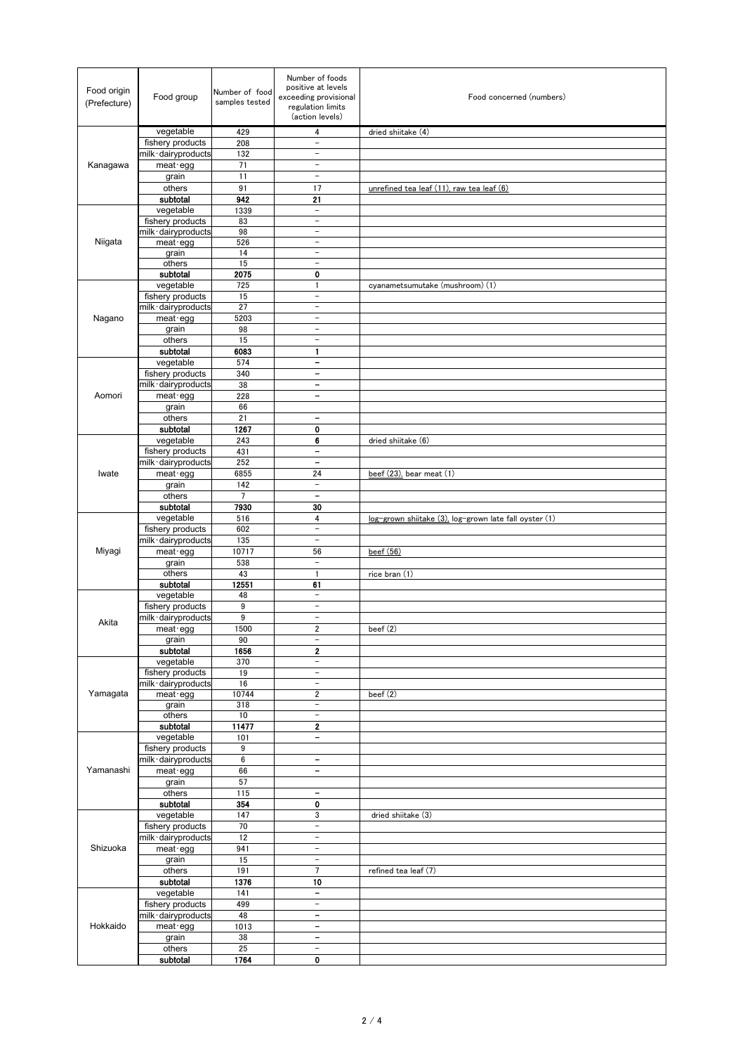| Food origin (Prefecture) | Food group | Number of food samples tested | Number of foods positive at levels exceeding provisional regulation limits (action levels) | Food concerned (numbers) |
|---|---|---|---|---|
| Kanagawa | vegetable | 429 | 4 | dried shiitake (4) |
| | fishery products | 208 | － | |
| | milk･dairyproducts | 132 | － | |
| | meat･egg | 71 | － | |
| | grain | 11 | － | |
| | others | 91 | 17 | unrefined tea leaf (11), raw tea leaf (6) |
| | **subtotal** | **942** | **21** | |
| Niigata | vegetable | 1339 | － | |
| | fishery products | 83 | － | |
| | milk･dairyproducts | 98 | － | |
| | meat･egg | 526 | － | |
| | grain | 14 | － | |
| | others | 15 | － | |
| | **subtotal** | **2075** | **0** | |
| Nagano | vegetable | 725 | 1 | cyanametsumutake (mushroom) (1) |
| | fishery products | 15 | － | |
| | milk･dairyproducts | 27 | － | |
| | meat･egg | 5203 | － | |
| | grain | 98 | － | |
| | others | 15 | － | |
| | **subtotal** | **6083** | **1** | |
| Aomori | vegetable | 574 | － | |
| | fishery products | 340 | － | |
| | milk･dairyproducts | 38 | － | |
| | meat･egg | 228 | － | |
| | grain | 66 | | |
| | others | 21 | － | |
| | **subtotal** | **1267** | **0** | |
| Iwate | vegetable | 243 | 6 | dried shiitake (6) |
| | fishery products | 431 | － | |
| | milk･dairyproducts | 252 | － | |
| | meat･egg | 6855 | 24 | beef (23), bear meat (1) |
| | grain | 142 | － | |
| | others | 7 | － | |
| | **subtotal** | **7930** | **30** | |
| Miyagi | vegetable | 516 | 4 | log-grown shiitake (3), log-grown late fall oyster (1) |
| | fishery products | 602 | － | |
| | milk･dairyproducts | 135 | － | |
| | meat･egg | 10717 | 56 | beef (56) |
| | grain | 538 | － | |
| | others | 43 | 1 | rice bran (1) |
| | **subtotal** | **12551** | **61** | |
| Akita | vegetable | 48 | － | |
| | fishery products | 9 | － | |
| | milk･dairyproducts | 9 | － | |
| | meat･egg | 1500 | 2 | beef (2) |
| | grain | 90 | － | |
| | **subtotal** | **1656** | **2** | |
| Yamagata | vegetable | 370 | － | |
| | fishery products | 19 | － | |
| | milk･dairyproducts | 16 | － | |
| | meat･egg | 10744 | 2 | beef (2) |
| | grain | 318 | － | |
| | others | 10 | － | |
| | **subtotal** | **11477** | **2** | |
| Yamanashi | vegetable | 101 | － | |
| | fishery products | 9 | | |
| | milk･dairyproducts | 6 | － | |
| | meat･egg | 66 | － | |
| | grain | 57 | | |
| | others | 115 | － | |
| | **subtotal** | **354** | **0** | |
| Shizuoka | vegetable | 147 | 3 | dried shiitake (3) |
| | fishery products | 70 | － | |
| | milk･dairyproducts | 12 | － | |
| | meat･egg | 941 | － | |
| | grain | 15 | － | |
| | others | 191 | 7 | refined tea leaf (7) |
| | **subtotal** | **1376** | **10** | |
| Hokkaido | vegetable | 141 | － | |
| | fishery products | 499 | － | |
| | milk･dairyproducts | 48 | － | |
| | meat･egg | 1013 | － | |
| | grain | 38 | － | |
| | others | 25 | － | |
| | **subtotal** | **1764** | **0** | |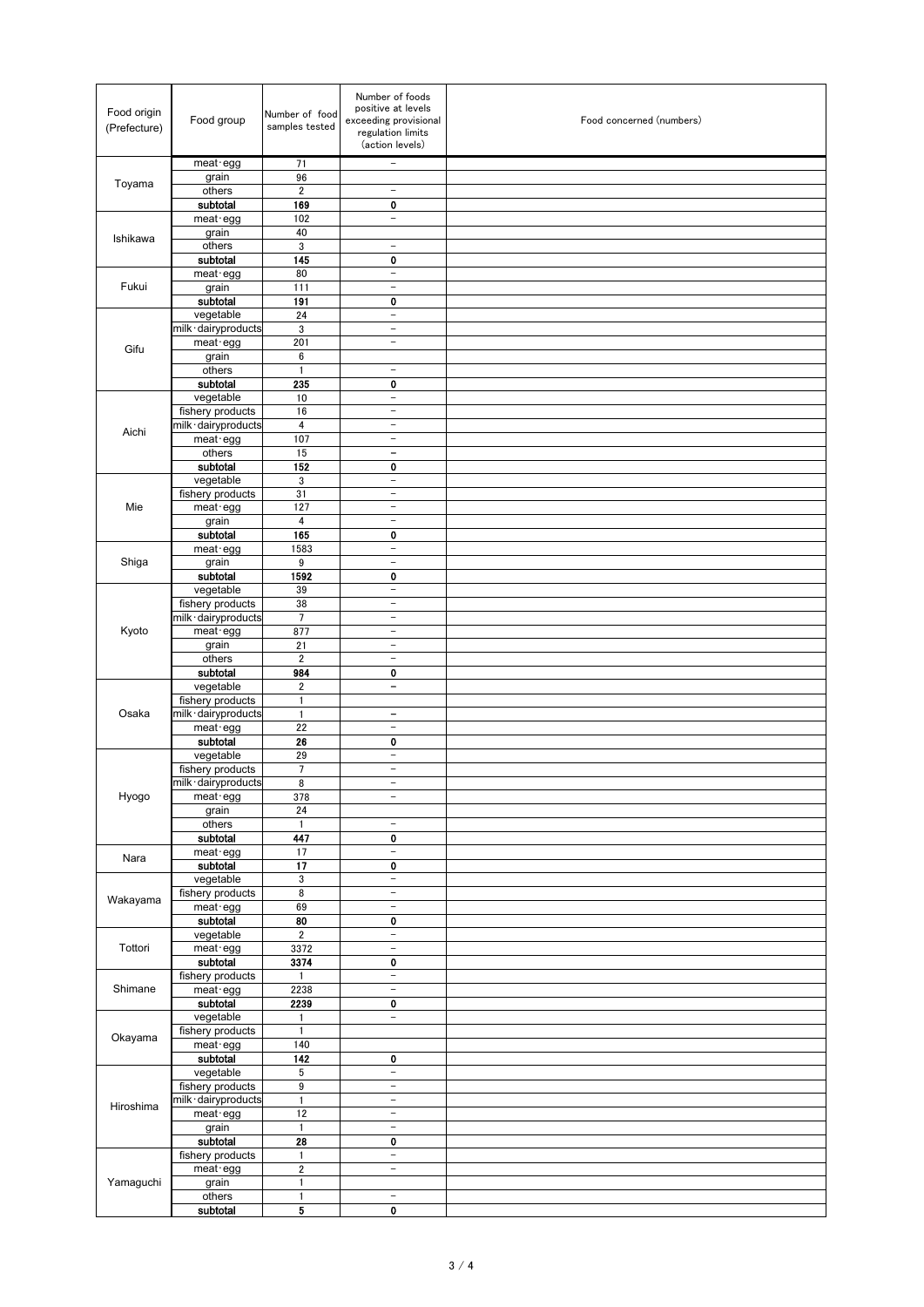| Food origin (Prefecture) | Food group | Number of food samples tested | Number of foods positive at levels exceeding provisional regulation limits (action levels) | Food concerned (numbers) |
|---|---|---|---|---|
| Toyama | meat･egg | 71 | − | |
| | grain | 96 | | |
| | others | 2 | − | |
| | subtotal | 169 | 0 | |
| Ishikawa | meat･egg | 102 | − | |
| | grain | 40 | | |
| | others | 3 | − | |
| | subtotal | 145 | 0 | |
| Fukui | meat･egg | 80 | − | |
| | grain | 111 | − | |
| | subtotal | 191 | 0 | |
| Gifu | vegetable | 24 | − | |
| | milk･dairyproducts | 3 | − | |
| | meat･egg | 201 | − | |
| | grain | 6 | | |
| | others | 1 | − | |
| | subtotal | 235 | 0 | |
| Aichi | vegetable | 10 | − | |
| | fishery products | 16 | − | |
| | milk･dairyproducts | 4 | − | |
| | meat･egg | 107 | − | |
| | others | 15 | − | |
| | subtotal | 152 | 0 | |
| Mie | vegetable | 3 | − | |
| | fishery products | 31 | − | |
| | meat･egg | 127 | − | |
| | grain | 4 | − | |
| | subtotal | 165 | 0 | |
| Shiga | meat･egg | 1583 | − | |
| | grain | 9 | − | |
| | subtotal | 1592 | 0 | |
| Kyoto | vegetable | 39 | − | |
| | fishery products | 38 | − | |
| | milk･dairyproducts | 7 | − | |
| | meat･egg | 877 | − | |
| | grain | 21 | − | |
| | others | 2 | − | |
| | subtotal | 984 | 0 | |
| Osaka | vegetable | 2 | − | |
| | fishery products | 1 | | |
| | milk･dairyproducts | 1 | − | |
| | meat･egg | 22 | − | |
| | subtotal | 26 | 0 | |
| Hyogo | vegetable | 29 | − | |
| | fishery products | 7 | − | |
| | milk･dairyproducts | 8 | − | |
| | meat･egg | 378 | − | |
| | grain | 24 | | |
| | others | 1 | − | |
| | subtotal | 447 | 0 | |
| Nara | meat･egg | 17 | − | |
| | subtotal | 17 | 0 | |
| Wakayama | vegetable | 3 | − | |
| | fishery products | 8 | − | |
| | meat･egg | 69 | − | |
| | subtotal | 80 | 0 | |
| Tottori | vegetable | 2 | − | |
| | meat･egg | 3372 | − | |
| | subtotal | 3374 | 0 | |
| Shimane | fishery products | 1 | − | |
| | meat･egg | 2238 | − | |
| | subtotal | 2239 | 0 | |
| Okayama | vegetable | 1 | − | |
| | fishery products | 1 | | |
| | meat･egg | 140 | | |
| | subtotal | 142 | 0 | |
| Hiroshima | vegetable | 5 | − | |
| | fishery products | 9 | − | |
| | milk･dairyproducts | 1 | − | |
| | meat･egg | 12 | − | |
| | grain | 1 | − | |
| | subtotal | 28 | 0 | |
| Yamaguchi | fishery products | 1 | − | |
| | meat･egg | 2 | − | |
| | grain | 1 | | |
| | others | 1 | − | |
| | subtotal | 5 | 0 | |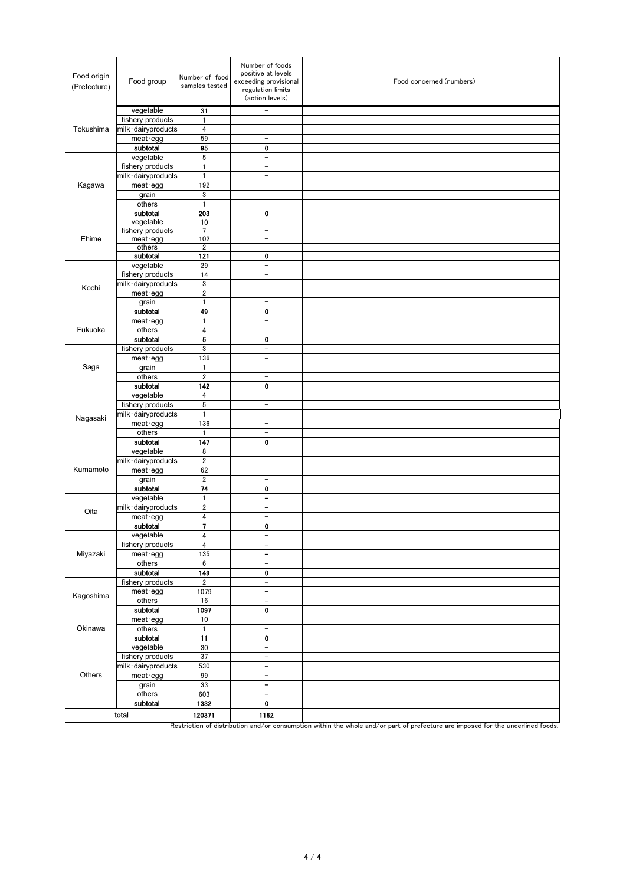| Food origin (Prefecture) | Food group | Number of food samples tested | Number of foods positive at levels exceeding provisional regulation limits (action levels) | Food concerned (numbers) |
|---|---|---|---|---|
| Tokushima | vegetable | 31 | － | |
| | fishery products | 1 | － | |
| | milk･dairyproducts | 4 | － | |
| | meat･egg | 59 | － | |
| | subtotal | 95 | 0 | |
| Kagawa | vegetable | 5 | － | |
| | fishery products | 1 | － | |
| | milk･dairyproducts | 1 | － | |
| | meat･egg | 192 | － | |
| | grain | 3 | | |
| | others | 1 | － | |
| | subtotal | 203 | 0 | |
| Ehime | vegetable | 10 | － | |
| | fishery products | 7 | － | |
| | meat･egg | 102 | － | |
| | others | 2 | － | |
| | subtotal | 121 | 0 | |
| Kochi | vegetable | 29 | － | |
| | fishery products | 14 | － | |
| | milk･dairyproducts | 3 | | |
| | meat･egg | 2 | － | |
| | grain | 1 | － | |
| | subtotal | 49 | 0 | |
| Fukuoka | meat･egg | 1 | － | |
| | others | 4 | － | |
| | subtotal | 5 | 0 | |
| Saga | fishery products | 3 | － | |
| | meat･egg | 136 | － | |
| | grain | 1 | | |
| | others | 2 | － | |
| | subtotal | 142 | 0 | |
| Nagasaki | vegetable | 4 | － | |
| | fishery products | 5 | － | |
| | milk･dairyproducts | 1 | | |
| | meat･egg | 136 | － | |
| | others | 1 | － | |
| | subtotal | 147 | 0 | |
| Kumamoto | vegetable | 8 | － | |
| | milk･dairyproducts | 2 | | |
| | meat･egg | 62 | － | |
| | grain | 2 | － | |
| | subtotal | 74 | 0 | |
| Oita | vegetable | 1 | － | |
| | milk･dairyproducts | 2 | － | |
| | meat･egg | 4 | － | |
| | subtotal | 7 | 0 | |
| Miyazaki | vegetable | 4 | － | |
| | fishery products | 4 | － | |
| | meat･egg | 135 | － | |
| | others | 6 | － | |
| | subtotal | 149 | 0 | |
| Kagoshima | fishery products | 2 | － | |
| | meat･egg | 1079 | － | |
| | others | 16 | － | |
| | subtotal | 1097 | 0 | |
| Okinawa | meat･egg | 10 | － | |
| | others | 1 | － | |
| | subtotal | 11 | 0 | |
| Others | vegetable | 30 | － | |
| | fishery products | 37 | － | |
| | milk･dairyproducts | 530 | － | |
| | meat･egg | 99 | － | |
| | grain | 33 | － | |
| | others | 603 | － | |
| | subtotal | 1332 | 0 | |
| total | | 120371 | 1162 | |

Restriction of distribution and/or consumption within the whole and/or part of prefecture are imposed for the underlined foods.